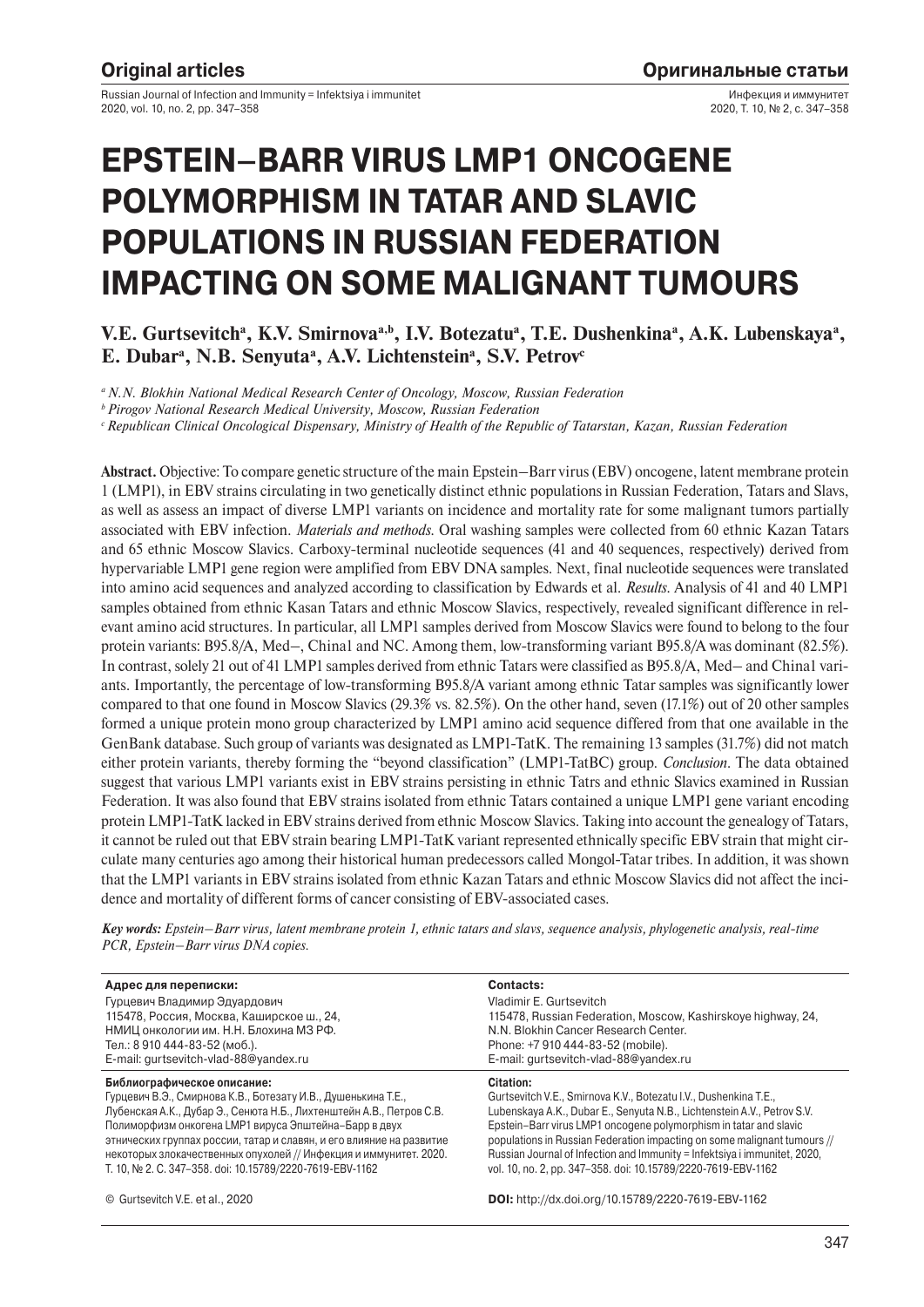Original articles

Оригинальные статьи

# EPSTEIN–BARR VIRUS LMP1 ONCOGENE POLYMORPHISM IN TATAR AND SLAVIC POPULATIONS IN RUSSIAN FEDERATION IMPACTING ON SOME MALIGNANT TUMOURS

**V.E. Gurtsevitch[a], K.V. Smirnova[a,b], I.V. Botezatu[a], T.E. Dushenkina[a], A.K. Lubenskaya[a], E. Dubar[a], N.B. Senyuta[a], A.V. Lichtenstein[a], S.V. Petrov[c]**

*[a] N.N. Blokhin National Medical Research Center of Oncology, Moscow, Russian Federation*
*[b] Pirogov National Research Medical University, Moscow, Russian Federation*
*[c] Republican Clinical Oncological Dispensary, Ministry of Health of the Republic of Tatarstan, Kazan, Russian Federation*

**Abstract.** Objective: To compare genetic structure of the main Epstein–Barr virus (EBV) oncogene, latent membrane protein 1 (LMP1), in EBV strains circulating in two genetically distinct ethnic populations in Russian Federation, Tatars and Slavs, as well as assess an impact of diverse LMP1 variants on incidence and mortality rate for some malignant tumors partially associated with EBV infection. *Materials and methods.* Oral washing samples were collected from 60 ethnic Kazan Tatars and 65 ethnic Moscow Slavics. Carboxy-terminal nucleotide sequences (41 and 40 sequences, respectively) derived from hypervariable LMP1 gene region were amplified from EBV DNA samples. Next, final nucleotide sequences were translated into amino acid sequences and analyzed according to classification by Edwards et al. *Results.* Analysis of 41 and 40 LMP1 samples obtained from ethnic Kasan Tatars and ethnic Moscow Slavics, respectively, revealed significant difference in relevant amino acid structures. In particular, all LMP1 samples derived from Moscow Slavics were found to belong to the four protein variants: B95.8/A, Med–, China1 and NC. Among them, low-transforming variant B95.8/A was dominant (82.5%). In contrast, solely 21 out of 41 LMP1 samples derived from ethnic Tatars were classified as B95.8/A, Med– and China1 variants. Importantly, the percentage of low-transforming B95.8/A variant among ethnic Tatar samples was significantly lower compared to that one found in Moscow Slavics (29.3% vs. 82.5%). On the other hand, seven (17.1%) out of 20 other samples formed a unique protein mono group characterized by LMP1 amino acid sequence differed from that one available in the GenBank database. Such group of variants was designated as LMP1-TatK. The remaining 13 samples (31.7%) did not match either protein variants, thereby forming the "beyond classification" (LMP1-TatBC) group. *Conclusion.* The data obtained suggest that various LMP1 variants exist in EBV strains persisting in ethnic Tatrs and ethnic Slavics examined in Russian Federation. It was also found that EBV strains isolated from ethnic Tatars contained a unique LMP1 gene variant encoding protein LMP1-TatK lacked in EBV strains derived from ethnic Moscow Slavics. Taking into account the genealogy of Tatars, it cannot be ruled out that EBV strain bearing LMP1-TatK variant represented ethnically specific EBV strain that might circulate many centuries ago among their historical human predecessors called Mongol-Tatar tribes. In addition, it was shown that the LMP1 variants in EBV strains isolated from ethnic Kazan Tatars and ethnic Moscow Slavics did not affect the incidence and mortality of different forms of cancer consisting of EBV-associated cases.

***Key words:*** *Epstein–Barr virus, latent membrane protein 1, ethnic tatars and slavs, sequence analysis, phylogenetic analysis, real-time PCR, Epstein–Barr virus DNA copies.*

**Адрес для переписки:**
Гурцевич Владимир Эдуардович
115478, Россия, Москва, Каширское ш., 24,
НМИЦ онкологии им. Н.Н. Блохина МЗ РФ.
Тел.: 8 910 444-83-52 (моб.).
E-mail: gurtsevitch-vlad-88@yandex.ru

**Contacts:**
Vladimir E. Gurtsevitch
115478, Russian Federation, Moscow, Kashirskoye highway, 24,
N.N. Blokhin Cancer Research Center.
Phone: +7 910 444-83-52 (mobile).
E-mail: gurtsevitch-vlad-88@yandex.ru

**Библиографическое описание:**
Гурцевич В.Э., Смирнова К.В., Ботезату И.В., Душенькина Т.Е., Лубенская А.К., Дубар Э., Сенюта Н.Б., Лихтенштейн А.В., Петров С.В. Полиморфизм онкогена LMP1 вируса Эпштейна–Барр в двух этнических группах россии, татар и славян, и его влияние на развитие некоторых злокачественных опухолей // Инфекция и иммунитет. 2020. Т. 10, № 2. С. 347–358. doi: 10.15789/2220-7619-EBV-1162

**Citation:**
Gurtsevitch V.E., Smirnova K.V., Botezatu I.V., Dushenkina T.E., Lubenskaya A.K., Dubar E., Senyuta N.B., Lichtenstein A.V., Petrov S.V. Epstein–Barr virus LMP1 oncogene polymorphism in tatar and slavic populations in Russian Federation impacting on some malignant tumours // Russian Journal of Infection and Immunity = Infektsiya i immunitet, 2020, vol. 10, no. 2, pp. 347–358. doi: 10.15789/2220-7619-EBV-1162

© Gurtsevitch V.E. et al., 2020

**DOI:** http://dx.doi.org/10.15789/2220-7619-EBV-1162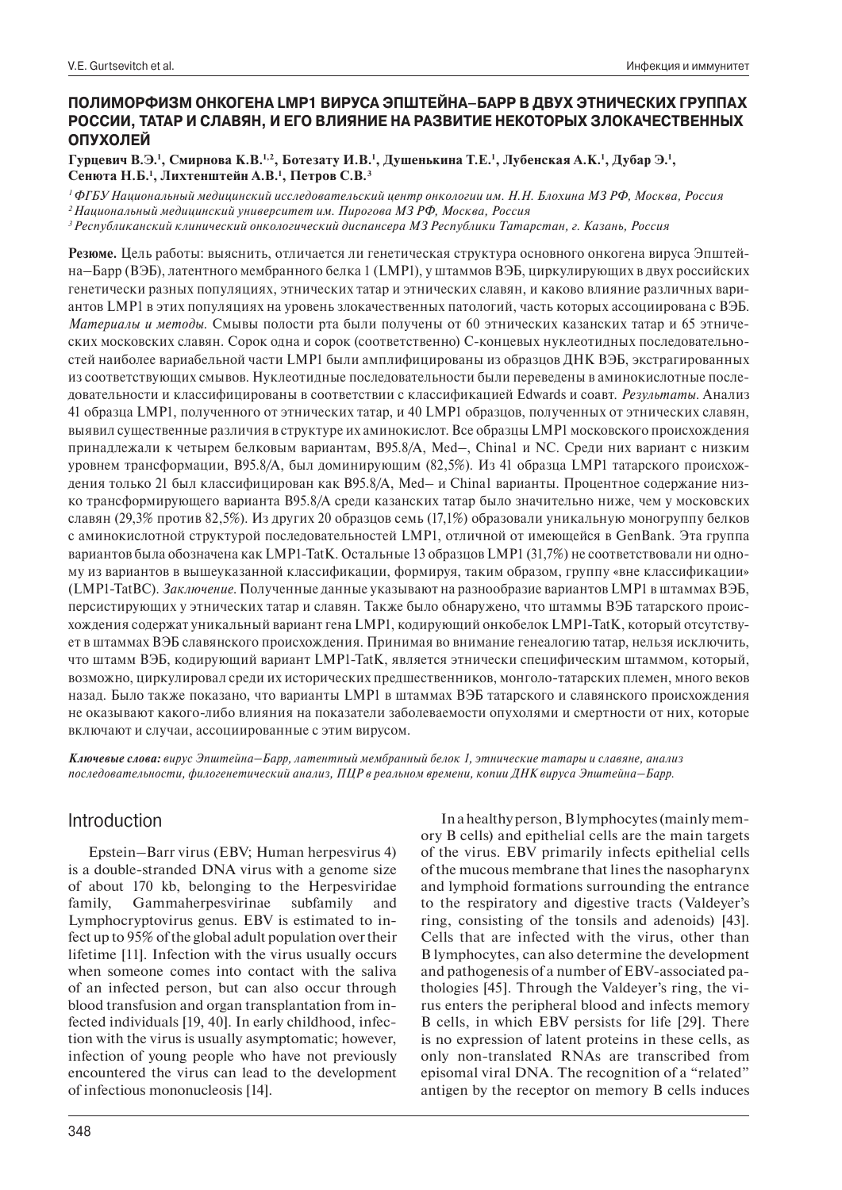# ПОЛИМОРФИЗМ ОНКОГЕНА LMP1 ВИРУСА ЭПШТЕЙНА–БАРР В ДВУХ ЭТНИЧЕСКИХ ГРУППАХ РОССИИ, ТАТАР И СЛАВЯН, И ЕГО ВЛИЯНИЕ НА РАЗВИТИЕ НЕКОТОРЫХ ЗЛОКАЧЕСТВЕННЫХ ОПУХОЛЕЙ

**Гурцевич В.Э.[1], Смирнова К.В.[1,2], Ботезату И.В.[1], Душенькина Т.Е.[1], Лубенская А.К.[1], Дубар Э.[1], Сенюта Н.Б.[1], Лихтенштейн А.В.[1], Петров С.В.[3]**

*[1] ФГБУ Национальный медицинский исследовательский центр онкологии им. Н.Н. Блохина МЗ РФ, Москва, Россия*
*[2] Национальный медицинский университет им. Пирогова МЗ РФ, Москва, Россия*
*[3] Республиканский клинический онкологический диспансера МЗ Республики Татарстан, г. Казань, Россия*

**Резюме.** Цель работы: выяснить, отличается ли генетическая структура основного онкогена вируса Эпштейна–Барр (ВЭБ), латентного мембранного белка 1 (LMP1), у штаммов ВЭБ, циркулирующих в двух российских генетически разных популяциях, этнических татар и этнических славян, и каково влияние различных вариантов LMP1 в этих популяциях на уровень злокачественных патологий, часть которых ассоциирована с ВЭБ. *Материалы и методы.* Смывы полости рта были получены от 60 этнических казанских татар и 65 этнических московских славян. Сорок одна и сорок (соответственно) С-концевых нуклеотидных последовательностей наиболее вариабельной части LMP1 были амплифицированы из образцов ДНК ВЭБ, экстрагированных из соответствующих смывов. Нуклеотидные последовательности были переведены в аминокислотные последовательности и классифицированы в соответствии с классификацией Edwards и соавт. *Результаты.* Анализ 41 образца LMP1, полученного от этнических татар, и 40 LMP1 образцов, полученных от этнических славян, выявил существенные различия в структуре их аминокислот. Все образцы LMP1 московского происхождения принадлежали к четырем белковым вариантам, B95.8/A, Med–, China1 и NC. Среди них вариант с низким уровнем трансформации, B95.8/A, был доминирующим (82,5%). Из 41 образца LMP1 татарского происхождения только 21 был классифицирован как B95.8/A, Med– и China1 варианты. Процентное содержание низко трансформирующего варианта B95.8/A среди казанских татар было значительно ниже, чем у московских славян (29,3% против 82,5%). Из других 20 образцов семь (17,1%) образовали уникальную моногруппу белков с аминокислотной структурой последовательностей LMP1, отличной от имеющейся в GenBank. Эта группа вариантов была обозначена как LMP1-TatK. Остальные 13 образцов LMP1 (31,7%) не соответствовали ни одному из вариантов в вышеуказанной классификации, формируя, таким образом, группу «вне классификации» (LMP1-TatBC). *Заключение.* Полученные данные указывают на разнообразие вариантов LMP1 в штаммах ВЭБ, персистирующих у этнических татар и славян. Также было обнаружено, что штаммы ВЭБ татарского происхождения содержат уникальный вариант гена LMP1, кодирующий онкобелок LMP1-TatK, который отсутствует в штаммах ВЭБ славянского происхождения. Принимая во внимание генеалогию татар, нельзя исключить, что штамм ВЭБ, кодирующий вариант LMP1-TatK, является этнически специфическим штаммом, который, возможно, циркулировал среди их исторических предшественников, монголо-татарских племен, много веков назад. Было также показано, что варианты LMP1 в штаммах ВЭБ татарского и славянского происхождения не оказывают какого-либо влияния на показатели заболеваемости опухолями и смертности от них, которые включают и случаи, ассоциированные с этим вирусом.

***Ключевые слова:*** *вирус Эпштейна–Барр, латентный мембранный белок 1, этнические татары и славяне, анализ последовательности, филогенетический анализ, ПЦР в реальном времени, копии ДНК вируса Эпштейна–Барр.*

## Introduction

Epstein–Barr virus (EBV; Human herpesvirus 4) is a double-stranded DNA virus with a genome size of about 170 kb, belonging to the Herpesviridae family, Gammaherpesvirinae subfamily and Lymphocryptovirus genus. EBV is estimated to infect up to 95% of the global adult population over their lifetime [11]. Infection with the virus usually occurs when someone comes into contact with the saliva of an infected person, but can also occur through blood transfusion and organ transplantation from infected individuals [19, 40]. In early childhood, infection with the virus is usually asymptomatic; however, infection of young people who have not previously encountered the virus can lead to the development of infectious mononucleosis [14].

In a healthy person, B lymphocytes (mainly memory B cells) and epithelial cells are the main targets of the virus. EBV primarily infects epithelial cells of the mucous membrane that lines the nasopharynx and lymphoid formations surrounding the entrance to the respiratory and digestive tracts (Valdeyer's ring, consisting of the tonsils and adenoids) [43]. Cells that are infected with the virus, other than B lymphocytes, can also determine the development and pathogenesis of a number of EBV-associated pathologies [45]. Through the Valdeyer's ring, the virus enters the peripheral blood and infects memory B cells, in which EBV persists for life [29]. There is no expression of latent proteins in these cells, as only non-translated RNAs are transcribed from episomal viral DNA. The recognition of a "related" antigen by the receptor on memory B cells induces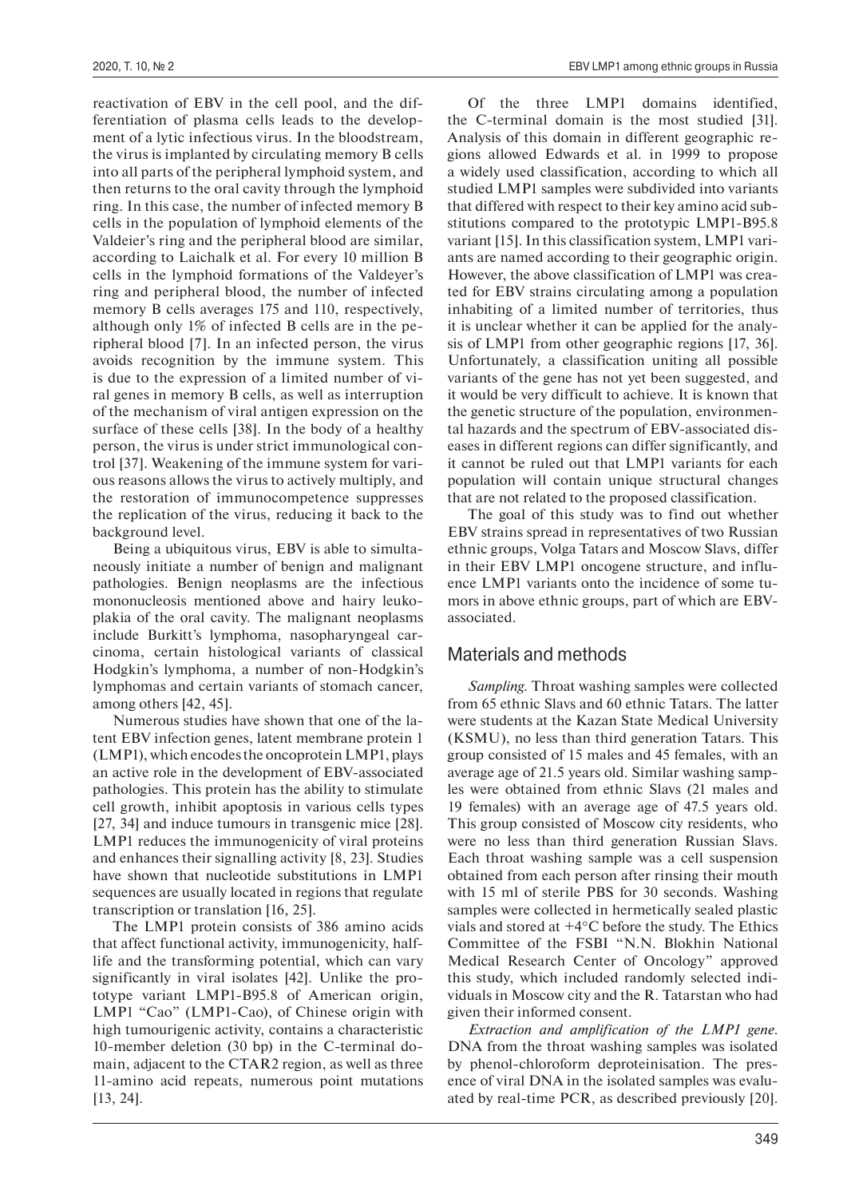reactivation of EBV in the cell pool, and the differentiation of plasma cells leads to the development of a lytic infectious virus. In the bloodstream, the virus is implanted by circulating memory B cells into all parts of the peripheral lymphoid system, and then returns to the oral cavity through the lymphoid ring. In this case, the number of infected memory B cells in the population of lymphoid elements of the Valdeier's ring and the peripheral blood are similar, according to Laichalk et al. For every 10 million B cells in the lymphoid formations of the Valdeyer's ring and peripheral blood, the number of infected memory B cells averages 175 and 110, respectively, although only 1% of infected B cells are in the peripheral blood [7]. In an infected person, the virus avoids recognition by the immune system. This is due to the expression of a limited number of viral genes in memory B cells, as well as interruption of the mechanism of viral antigen expression on the surface of these cells [38]. In the body of a healthy person, the virus is under strict immunological control [37]. Weakening of the immune system for various reasons allows the virus to actively multiply, and the restoration of immunocompetence suppresses the replication of the virus, reducing it back to the background level.

Being a ubiquitous virus, EBV is able to simultaneously initiate a number of benign and malignant pathologies. Benign neoplasms are the infectious mononucleosis mentioned above and hairy leukoplakia of the oral cavity. The malignant neoplasms include Burkitt's lymphoma, nasopharyngeal carcinoma, certain histological variants of classical Hodgkin's lymphoma, a number of non-Hodgkin's lymphomas and certain variants of stomach cancer, among others [42, 45].

Numerous studies have shown that one of the latent EBV infection genes, latent membrane protein 1 (LMP1), which encodes the oncoprotein LMP1, plays an active role in the development of EBV-associated pathologies. This protein has the ability to stimulate cell growth, inhibit apoptosis in various cells types [27, 34] and induce tumours in transgenic mice [28]. LMP1 reduces the immunogenicity of viral proteins and enhances their signalling activity [8, 23]. Studies have shown that nucleotide substitutions in LMP1 sequences are usually located in regions that regulate transcription or translation [16, 25].

The LMP1 protein consists of 386 amino acids that affect functional activity, immunogenicity, half-life and the transforming potential, which can vary significantly in viral isolates [42]. Unlike the prototype variant LMP1-B95.8 of American origin, LMP1 "Cao" (LMP1-Cao), of Chinese origin with high tumourigenic activity, contains a characteristic 10-member deletion (30 bp) in the C-terminal domain, adjacent to the CTAR2 region, as well as three 11-amino acid repeats, numerous point mutations [13, 24].

Of the three LMP1 domains identified, the C-terminal domain is the most studied [31]. Analysis of this domain in different geographic regions allowed Edwards et al. in 1999 to propose a widely used classification, according to which all studied LMP1 samples were subdivided into variants that differed with respect to their key amino acid substitutions compared to the prototypic LMP1-B95.8 variant [15]. In this classification system, LMP1 variants are named according to their geographic origin. However, the above classification of LMP1 was created for EBV strains circulating among a population inhabiting of a limited number of territories, thus it is unclear whether it can be applied for the analysis of LMP1 from other geographic regions [17, 36]. Unfortunately, a classification uniting all possible variants of the gene has not yet been suggested, and it would be very difficult to achieve. It is known that the genetic structure of the population, environmental hazards and the spectrum of EBV-associated diseases in different regions can differ significantly, and it cannot be ruled out that LMP1 variants for each population will contain unique structural changes that are not related to the proposed classification.

The goal of this study was to find out whether EBV strains spread in representatives of two Russian ethnic groups, Volga Tatars and Moscow Slavs, differ in their EBV LMP1 oncogene structure, and influence LMP1 variants onto the incidence of some tumors in above ethnic groups, part of which are EBV-associated.

## Materials and methods

*Sampling.* Throat washing samples were collected from 65 ethnic Slavs and 60 ethnic Tatars. The latter were students at the Kazan State Medical University (KSMU), no less than third generation Tatars. This group consisted of 15 males and 45 females, with an average age of 21.5 years old. Similar washing samples were obtained from ethnic Slavs (21 males and 19 females) with an average age of 47.5 years old. This group consisted of Moscow city residents, who were no less than third generation Russian Slavs. Each throat washing sample was a cell suspension obtained from each person after rinsing their mouth with 15 ml of sterile PBS for 30 seconds. Washing samples were collected in hermetically sealed plastic vials and stored at +4°C before the study. The Ethics Committee of the FSBI "N.N. Blokhin National Medical Research Center of Oncology" approved this study, which included randomly selected individuals in Moscow city and the R. Tatarstan who had given their informed consent.

*Extraction and amplification of the LMP1 gene.* DNA from the throat washing samples was isolated by phenol-chloroform deproteinisation. The presence of viral DNA in the isolated samples was evaluated by real-time PCR, as described previously [20].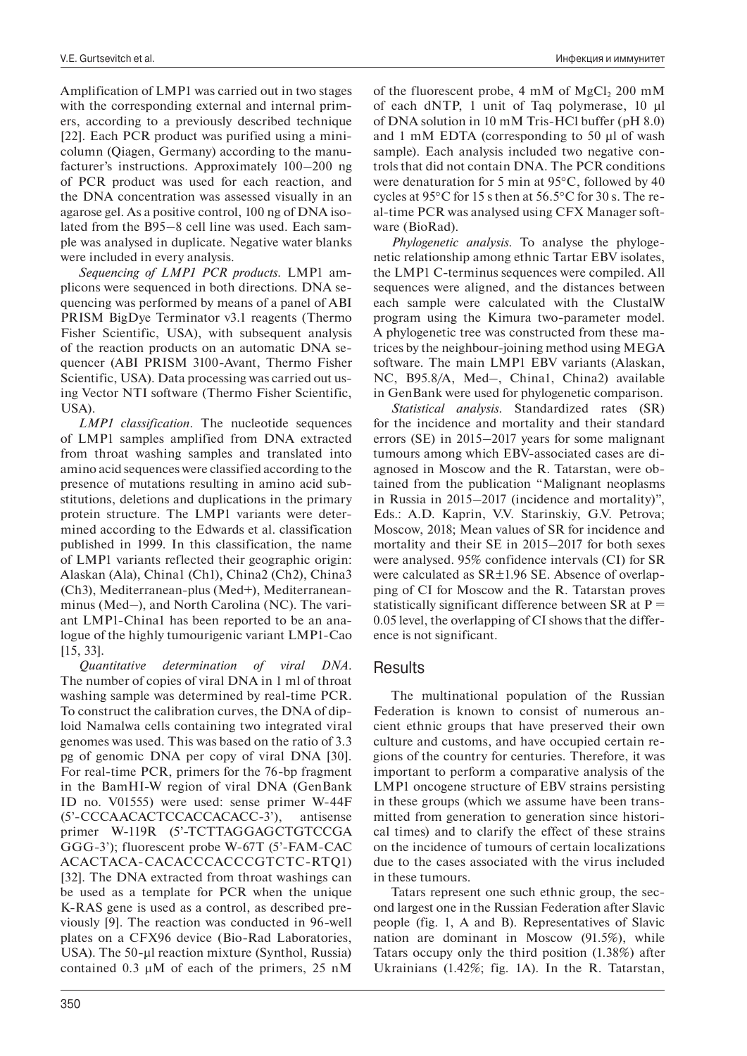Amplification of LMP1 was carried out in two stages with the corresponding external and internal primers, according to a previously described technique [22]. Each PCR product was purified using a minicolumn (Qiagen, Germany) according to the manufacturer's instructions. Approximately 100–200 ng of PCR product was used for each reaction, and the DNA concentration was assessed visually in an agarose gel. As a positive control, 100 ng of DNA isolated from the B95–8 cell line was used. Each sample was analysed in duplicate. Negative water blanks were included in every analysis.

*Sequencing of LMP1 PCR products.* LMP1 amplicons were sequenced in both directions. DNA sequencing was performed by means of a panel of ABI PRISM BigDye Terminator v3.1 reagents (Thermo Fisher Scientific, USA), with subsequent analysis of the reaction products on an automatic DNA sequencer (ABI PRISM 3100-Avant, Thermo Fisher Scientific, USA). Data processing was carried out using Vector NTI software (Thermo Fisher Scientific, USA).

*LMP1 classification.* The nucleotide sequences of LMP1 samples amplified from DNA extracted from throat washing samples and translated into amino acid sequences were classified according to the presence of mutations resulting in amino acid substitutions, deletions and duplications in the primary protein structure. The LMP1 variants were determined according to the Edwards et al. classification published in 1999. In this classification, the name of LMP1 variants reflected their geographic origin: Alaskan (Ala), China1 (Ch1), China2 (Ch2), China3 (Ch3), Mediterranean-plus (Med+), Mediterranean-minus (Med–), and North Carolina (NC). The variant LMP1-China1 has been reported to be an analogue of the highly tumourigenic variant LMP1-Cao [15, 33].

*Quantitative determination of viral DNA.* The number of copies of viral DNA in 1 ml of throat washing sample was determined by real-time PCR. To construct the calibration curves, the DNA of diploid Namalwa cells containing two integrated viral genomes was used. This was based on the ratio of 3.3 pg of genomic DNA per copy of viral DNA [30]. For real-time PCR, primers for the 76-bp fragment in the BamHI-W region of viral DNA (GenBank ID no. V01555) were used: sense primer W-44F (5'-CCCAACACTCCACCACACC-3'), antisense primer W-119R (5'-TCTTAGGAGCTGTCCGAGGG-3'); fluorescent probe W-67T (5'-FAM-CACACACTACA-CACACCCACCCGTCTC-RTQ1) [32]. The DNA extracted from throat washings can be used as a template for PCR when the unique K-RAS gene is used as a control, as described previously [9]. The reaction was conducted in 96-well plates on a CFX96 device (Bio-Rad Laboratories, USA). The 50-μl reaction mixture (Synthol, Russia) contained 0.3 μM of each of the primers, 25 nM of the fluorescent probe, 4 mM of $MgCl_2$ 200 mM of each dNTP, 1 unit of Taq polymerase, 10 μl of DNA solution in 10 mM Tris-HCl buffer (pH 8.0) and 1 mM EDTA (corresponding to 50 μl of wash sample). Each analysis included two negative controls that did not contain DNA. The PCR conditions were denaturation for 5 min at 95°C, followed by 40 cycles at 95°C for 15 s then at 56.5°C for 30 s. The real-time PCR was analysed using CFX Manager software (BioRad).

*Phylogenetic analysis.* To analyse the phylogenetic relationship among ethnic Tartar EBV isolates, the LMP1 C-terminus sequences were compiled. All sequences were aligned, and the distances between each sample were calculated with the ClustalW program using the Kimura two-parameter model. A phylogenetic tree was constructed from these matrices by the neighbour-joining method using MEGA software. The main LMP1 EBV variants (Alaskan, NC, B95.8/A, Med–, China1, China2) available in GenBank were used for phylogenetic comparison.

*Statistical analysis.* Standardized rates (SR) for the incidence and mortality and their standard errors (SE) in 2015–2017 years for some malignant tumours among which EBV-associated cases are diagnosed in Moscow and the R. Tatarstan, were obtained from the publication "Malignant neoplasms in Russia in 2015–2017 (incidence and mortality)", Eds.: A.D. Kaprin, V.V. Starinskiy, G.V. Petrova; Moscow, 2018; Mean values of SR for incidence and mortality and their SE in 2015–2017 for both sexes were analysed. 95% confidence intervals (CI) for SR were calculated as SR±1.96 SE. Absence of overlapping of CI for Moscow and the R. Tatarstan proves statistically significant difference between SR at $P = 0.05$ level, the overlapping of CI shows that the difference is not significant.

## Results

The multinational population of the Russian Federation is known to consist of numerous ancient ethnic groups that have preserved their own culture and customs, and have occupied certain regions of the country for centuries. Therefore, it was important to perform a comparative analysis of the LMP1 oncogene structure of EBV strains persisting in these groups (which we assume have been transmitted from generation to generation since historical times) and to clarify the effect of these strains on the incidence of tumours of certain localizations due to the cases associated with the virus included in these tumours.

Tatars represent one such ethnic group, the second largest one in the Russian Federation after Slavic people (fig. 1, A and B). Representatives of Slavic nation are dominant in Moscow (91.5%), while Tatars occupy only the third position (1.38%) after Ukrainians (1.42%; fig. 1A). In the R. Tatarstan,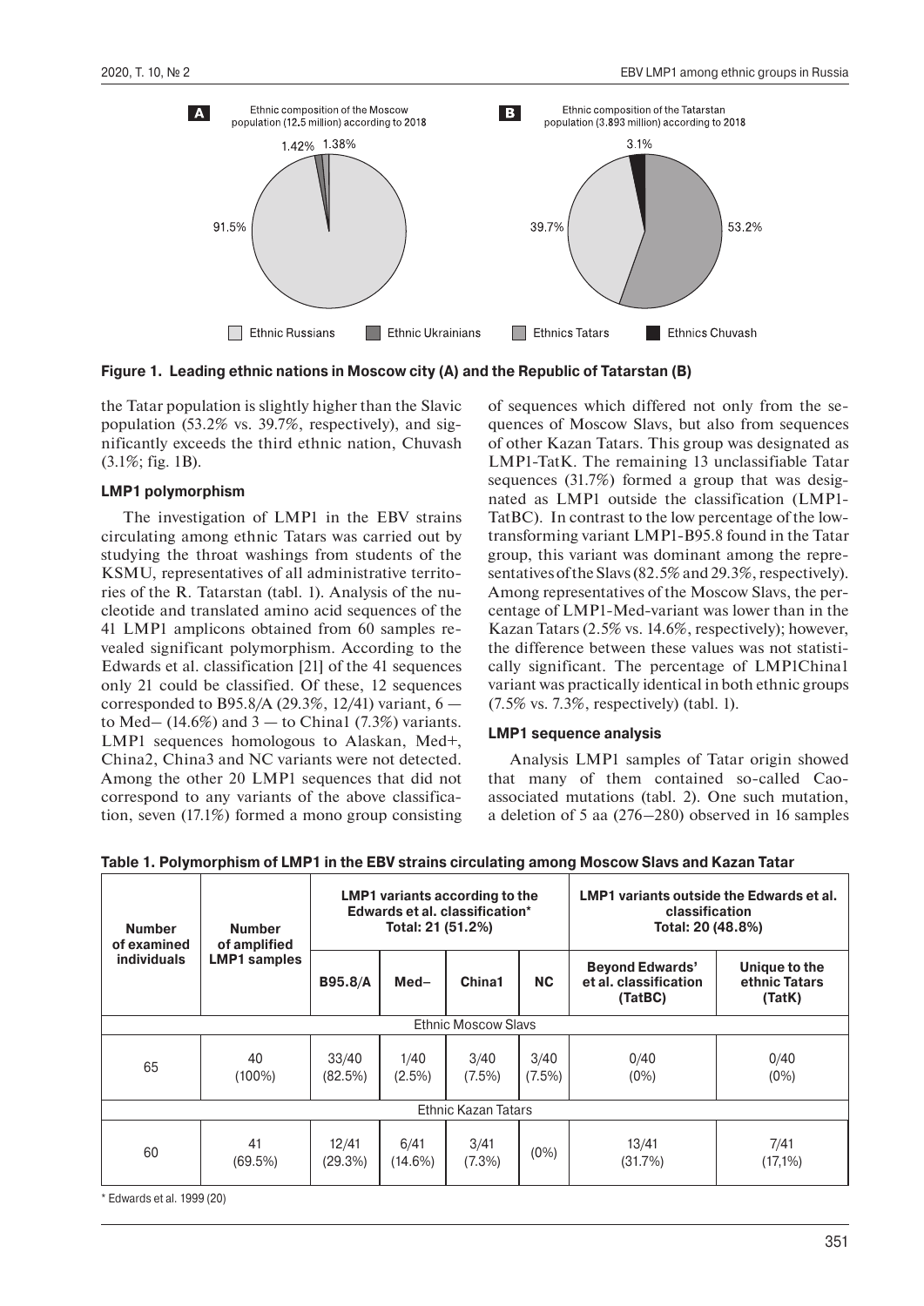Figure 1. Leading ethnic nations in Moscow city (A) and the Republic of Tatarstan (B)

the Tatar population is slightly higher than the Slavic population (53.2% vs. 39.7%, respectively), and significantly exceeds the third ethnic nation, Chuvash (3.1%; fig. 1B).

### LMP1 polymorphism

The investigation of LMP1 in the EBV strains circulating among ethnic Tatars was carried out by studying the throat washings from students of the KSMU, representatives of all administrative territories of the R. Tatarstan (tabl. 1). Analysis of the nucleotide and translated amino acid sequences of the 41 LMP1 amplicons obtained from 60 samples revealed significant polymorphism. According to the Edwards et al. classification [21] of the 41 sequences only 21 could be classified. Of these, 12 sequences corresponded to B95.8/A (29.3%, 12/41) variant, 6 — to Med– (14.6%) and 3 — to China1 (7.3%) variants. LMP1 sequences homologous to Alaskan, Med+, China2, China3 and NC variants were not detected. Among the other 20 LMP1 sequences that did not correspond to any variants of the above classification, seven (17.1%) formed a mono group consisting of sequences which differed not only from the sequences of Moscow Slavs, but also from sequences of other Kazan Tatars. This group was designated as LMP1-TatK. The remaining 13 unclassifiable Tatar sequences (31.7%) formed a group that was designated as LMP1 outside the classification (LMP1-TatBC). In contrast to the low percentage of the low-transforming variant LMP1-B95.8 found in the Tatar group, this variant was dominant among the representatives of the Slavs (82.5% and 29.3%, respectively). Among representatives of the Moscow Slavs, the percentage of LMP1-Med-variant was lower than in the Kazan Tatars (2.5% vs. 14.6%, respectively); however, the difference between these values was not statistically significant. The percentage of LMP1China1 variant was practically identical in both ethnic groups (7.5% vs. 7.3%, respectively) (tabl. 1).

### LMP1 sequence analysis

Analysis LMP1 samples of Tatar origin showed that many of them contained so-called Cao-associated mutations (tabl. 2). One such mutation, a deletion of 5 aa (276–280) observed in 16 samples

**Table 1. Polymorphism of LMP1 in the EBV strains circulating among Moscow Slavs and Kazan Tatar**

| Number of examined individuals | Number of amplified LMP1 samples | LMP1 variants according to the Edwards et al. classification* Total: 21 (51.2%) | | | | LMP1 variants outside the Edwards et al. classification Total: 20 (48.8%) | |
|---|---|---|---|---|---|---|---|
| | | B95.8/A | Med– | China1 | NC | Beyond Edwards' et al. classification (TatBC) | Unique to the ethnic Tatars (TatK) |
| Ethnic Moscow Slavs | | | | | | | |
| 65 | 40 (100%) | 33/40 (82.5%) | 1/40 (2.5%) | 3/40 (7.5%) | 3/40 (7.5%) | 0/40 (0%) | 0/40 (0%) |
| Ethnic Kazan Tatars | | | | | | | |
| 60 | 41 (69.5%) | 12/41 (29.3%) | 6/41 (14.6%) | 3/41 (7.3%) | (0%) | 13/41 (31.7%) | 7/41 (17,1%) |

\* Edwards et al. 1999 (20)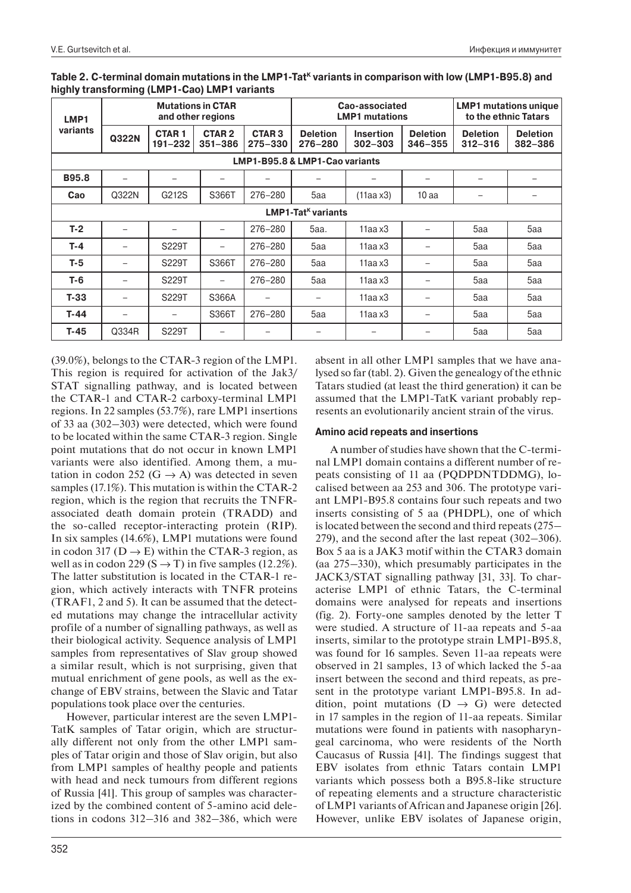Table 2. C-terminal domain mutations in the LMP1-Tat$^K$ variants in comparison with low (LMP1-B95.8) and highly transforming (LMP1-Cao) LMP1 variants

| LMP1 variants | Mutations in CTAR and other regions | | | | Cao-associated LMP1 mutations | | | LMP1 mutations unique to the ethnic Tatars | |
|---|---|---|---|---|---|---|---|---|---|
| | Q322N | CTAR 1 191–232 | CTAR 2 351–386 | CTAR 3 275–330 | Deletion 276–280 | Insertion 302–303 | Deletion 346–355 | Deletion 312–316 | Deletion 382–386 |
| **LMP1-B95.8 & LMP1-Cao variants** | | | | | | | | | |
| **B95.8** | – | – | – | – | – | – | – | – | – |
| **Cao** | Q322N | G212S | S366T | 276–280 | 5aa | (11aa x3) | 10 aa | – | – |
| **LMP1-Tat$^K$ variants** | | | | | | | | | |
| **T-2** | – | – | – | 276–280 | 5aa. | 11aa x3 | – | 5aa | 5aa |
| **T-4** | – | S229T | – | 276–280 | 5aa | 11aa x3 | – | 5aa | 5aa |
| **T-5** | – | S229T | S366T | 276–280 | 5aa | 11aa x3 | – | 5aa | 5aa |
| **T-6** | – | S229T | – | 276–280 | 5aa | 11aa x3 | – | 5aa | 5aa |
| **T-33** | – | S229T | S366A | – | – | 11aa x3 | – | 5aa | 5aa |
| **T-44** | – | – | S366T | 276–280 | 5aa | 11aa x3 | – | 5aa | 5aa |
| **T-45** | Q334R | S229T | – | – | – | – | – | 5aa | 5aa |

(39.0%), belongs to the CTAR-3 region of the LMP1. This region is required for activation of the Jak3/STAT signalling pathway, and is located between the CTAR-1 and CTAR-2 carboxy-terminal LMP1 regions. In 22 samples (53.7%), rare LMP1 insertions of 33 aa (302–303) were detected, which were found to be located within the same CTAR-3 region. Single point mutations that do not occur in known LMP1 variants were also identified. Among them, a mutation in codon 252 (G → A) was detected in seven samples (17.1%). This mutation is within the CTAR-2 region, which is the region that recruits the TNFR-associated death domain protein (TRADD) and the so-called receptor-interacting protein (RIP). In six samples (14.6%), LMP1 mutations were found in codon 317 (D → E) within the CTAR-3 region, as well as in codon 229 (S → T) in five samples (12.2%). The latter substitution is located in the CTAR-1 region, which actively interacts with TNFR proteins (TRAF1, 2 and 5). It can be assumed that the detected mutations may change the intracellular activity profile of a number of signalling pathways, as well as their biological activity. Sequence analysis of LMP1 samples from representatives of Slav group showed a similar result, which is not surprising, given that mutual enrichment of gene pools, as well as the exchange of EBV strains, between the Slavic and Tatar populations took place over the centuries.

However, particular interest are the seven LMP1-TatK samples of Tatar origin, which are structurally different not only from the other LMP1 samples of Tatar origin and those of Slav origin, but also from LMP1 samples of healthy people and patients with head and neck tumours from different regions of Russia [41]. This group of samples was characterized by the combined content of 5-amino acid deletions in codons 312–316 and 382–386, which were absent in all other LMP1 samples that we have analysed so far (tabl. 2). Given the genealogy of the ethnic Tatars studied (at least the third generation) it can be assumed that the LMP1-TatK variant probably represents an evolutionarily ancient strain of the virus.

### Amino acid repeats and insertions

A number of studies have shown that the C-terminal LMP1 domain contains a different number of repeats consisting of 11 aa (PQDPDNTDDMG), localised between aa 253 and 306. The prototype variant LMP1-B95.8 contains four such repeats and two inserts consisting of 5 aa (PHDPL), one of which is located between the second and third repeats (275–279), and the second after the last repeat (302–306). Box 5 aa is a JAK3 motif within the CTAR3 domain (aa 275–330), which presumably participates in the JACK3/STAT signalling pathway [31, 33]. To characterise LMP1 of ethnic Tatars, the C-terminal domains were analysed for repeats and insertions (fig. 2). Forty-one samples denoted by the letter T were studied. A structure of 11-aa repeats and 5-aa inserts, similar to the prototype strain LMP1-B95.8, was found for 16 samples. Seven 11-aa repeats were observed in 21 samples, 13 of which lacked the 5-aa insert between the second and third repeats, as present in the prototype variant LMP1-B95.8. In addition, point mutations (D → G) were detected in 17 samples in the region of 11-aa repeats. Similar mutations were found in patients with nasopharyngeal carcinoma, who were residents of the North Caucasus of Russia [41]. The findings suggest that EBV isolates from ethnic Tatars contain LMP1 variants which possess both a B95.8-like structure of repeating elements and a structure characteristic of LMP1 variants of African and Japanese origin [26]. However, unlike EBV isolates of Japanese origin,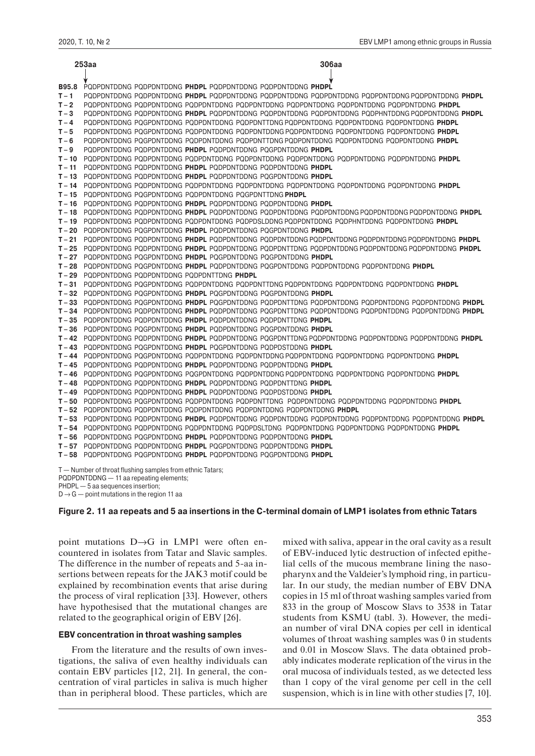```
      253aa                                                    306aa
B95.8  PQDPDNTDDNG PQDPDNTDDNG PHDPL PQDPDNTDDNG PQDPDNTDDNG PHDPL
T – 1  PQDPDNTDDNG PQDPDNTDDNG PHDPL PQDPDNTDDNG PQDPDNTDDNG PQDPDNTDDNG PQDPDNTDDNG PQDPDNTDDNG PHDPL
T – 2  PQDPDNTDDNG PQDPDNTDDNG PQDPDNTDDNG PQDPDNTDDNG PQDPDNTDDNG PQDPDNTDDNG PQDPDNTDDNG PHDPL
T – 3  PQDPDNTDDNG PQDPDNTDDNG PHDPL PQDPDNTDDNG PQDPDNTDDNG PQDPDNTDDNG PQDPHNTDDNG PQDPDNTDDNG PHDPL
T – 4  PQDPDNTDDNG PQGPDNTDDNG PQDPDNTDDNG PQDPDNTTDNG PQDPDNTDDNG PQDPDNTDDNG PQDPDNTDDNG PHDPL
T – 5  PQDPDNTDDNG PQGPDNTDDNG PQDPDNTDDNG PQDPDNTDDNG PQDPDNTDDNG PQDPDNTDDNG PQDPDNTDDNG PHDPL
T – 6  PQDPDNTDDNG PQGPDNTDDNG PQDPDNTDDNG PQDPDNTTDNG PQDPDNTDDNG PQDPDNTDDNG PQDPDNTDDNG PHDPL
T – 9  PQDPDNTDDNG PQDPDNTDDNG PHDPL PQDPDNTDDNG PQGPDNTDDNG PHDPL
T – 10 PQDPDNTDDNG PQGPDNTDDNG PQDPDNTDDNG PQDPDNTDDNG PQDPDNTDDNG PQDPDNTDDNG PQDPDNTDDNG PHDPL
T – 11 PQDPDNTDDNG PQDPDNTDDNG PHDPL PQDPDNTDDNG PQDPDNTDDNG PHDPL
T – 13 PQDPDNTDDNG PQDPDNTDDNG PHDPL PQDPDNTDDNG PQGPDNTDDNG PHDPL
T – 14 PQDPDNTDDNG PQGPDNTDDNG PQDPDNTDDNG PQDPDNTDDNG PQDPDNTDDNG PQDPDNTDDNG PQDPDNTDDNG PHDPL
T – 15 PQDPDNTDDNG PQGPDNTDDNG PQDPDNTDDNG PQGPDNTTDNG PHDPL
T – 16 PQDPDNTDDNG PQDPDNTDDNG PHDPL PQDPDNTDDNG PQDPDNTDDNG PHDPL
T – 18 PQDPDNTDDNG PQDPDNTDDNG PHDPL PQDPDNTDDNG PQDPDNTDDNG PQDPDNTDDNG PQDPDNTDDNG PQDPDNTDDNG PHDPL
T – 19 PQDPDNTDDNG PQDPDNTDDNG PQDPDNTDDNG PQDPDSLDDNG PQDPDNTDDNG PQDPHNTDDNG PQDPDNTDDNG PHDPL
T – 20 PQDPDNTDDNG PQGPDNTDDNG PHDPL PQDPDNTDDNG PQGPDNTDDNG PHDPL
T – 21 PQDPDNTDDNG PQDPDNTDDNG PHDPL PQDPDNTDDNG PQDPDNTDDNG PQDPDNTDDNG PQDPDNTDDNG PQDPDNTDDNG PHDPL
T – 25 PQDPDNTDDNG PQDPDNTDDNG PHDPL PQDPDNTDDNG PQDPDNTTDNG PQDPDNTDDNG PQDPDNTDDNG PQDPDNTDDNG PHDPL
T – 27 PQDPDNTDDNG PQGPDNTDDNG PHDPL PQGPDNTDDNG PQGPDNTDDNG PHDPL
T – 28 PQDPDNTDDNG PQGPDNTDDNG PHDPL PQDPDNTDDNG PQGPDNTDDNG PQDPDNTDDNG PQDPDNTDDNG PHDPL
T – 29 PQDPDNTDDNG PQDPDNTDDNG PQDPDNTTDNG PHDPL
T – 31 PQDPDNTDDNG PQGPDNTDDNG PQDPDNTDDNG PQDPDNTTDNG PQDPDNTDDNG PQDPDNTDDNG PQDPDNTDDNG PHDPL
T – 32 PQDPDNTDDNG PQGPDNTDDNG PHDPL PQGPDNTDDNG PQGPDNTDDNG PHDPL
T – 33 PQDPDNTDDNG PQGPDNTDDNG PHDPL PQGPDNTDDNG PQDPDNTTDNG PQDPDNTDDNG PQDPDNTDDNG PQDPDNTDDNG PHDPL
T – 34 PQDPDNTDDNG PQDPDNTDDNG PHDPL PQDPDNTDDNG PQGPDNTTDNG PQDPDNTDDNG PQDPDNTDDNG PQDPDNTDDNG PHDPL
T – 35 PQDPDNTDDNG PQDPDNTDDNG PHDPL PQDPDNTDDNG PQDPDNTTDNG PHDPL
T – 36 PQDPDNTDDNG PQGPDNTDDNG PHDPL PQDPDNTDDNG PQGPDNTDDNG PHDPL
T – 42 PQDPDNTDDNG PQDPDNTDDNG PHDPL PQDPDNTDDNG PQGPDNTTDNG PQDPDNTDDNG PQDPDNTDDNG PQDPDNTDDNG PHDPL
T – 43 PQDPDNTDDNG PQGPDNTDDNG PHDPL PQGPDNTDDNG PQDPDSTDDNG PHDPL
T – 44 PQDPDNTDDNG PQGPDNTDDNG PQDPDNTDDNG PQDPDNTDDNG PQDPDNTDDNG PQDPDNTDDNG PQDPDNTDDNG PHDPL
T – 45 PQDPDNTDDNG PQDPDNTDDNG PHDPL PQDPDNTDDNG PQDPDNTDDNG PHDPL
T – 46 PQDPDNTDDNG PQGPDNTDDNG PQGPDNTDDNG PQDPDNTDDNG PQDPDNTDDNG PQDPDNTDDNG PQDPDNTDDNG PHDPL
T – 48 PQDPDNTDDNG PQDPDNTDDNG PHDPL PQDPDNTDDNG PQDPDNTTDNG PHDPL
T – 49 PQDPDNTDDNG PQDPDNTDDNG PHDPL PQDPDNTDDNG PQDPDSTDDNG PHDPL
T – 50 PQDPDNTDDNG PQGPDNTDDNG PQDPDNTDDNG PQDPDNTTDNG PQDPDNTDDNG PQDPDNTDDNG PQDPDNTDDNG PHDPL
T – 52 PQDPDNTDDNG PQDPDNTDDNG PQDPDNTDDNG PQDPDNTDDNG PQDPDNTDDNG PHDPL
T – 53 PQDPDNTDDNG PQDPDNTDDNG PHDPL PQDPDNTDDNG PQDPDNTDDNG PQDPDNTDDNG PQDPDNTDDNG PQDPDNTDDNG PHDPL
T – 54 PQDPDNTDDNG PQGPDNTDDNG PQDPDNTDDNG PQDPDSLTDNG PQDPDNTDDNG PQDPDNTDDNG PQDPDNTDDNG PHDPL
T – 56 PQDPDNTDDNG PQGPDNTDDNG PHDPL PQDPDNTDDNG PQDPDNTDDNG PHDPL
T – 57 PQDPDNTDDNG PQDPDNTDDNG PHDPL PQGPDNTDDNG PQDPDNTDDNG PHDPL
T – 58 PQDPDNTDDNG PQGPDNTDDNG PHDPL PQDPDNTDDNG PQGPDNTDDNG PHDPL
```

T — Number of throat flushing samples from ethnic Tatars;
PQDPDNTDDNG — 11 aa repeating elements;
PHDPL — 5 aa sequences insertion;
D → G — point mutations in the region 11 aa

**Figure 2. 11 aa repeats and 5 aa insertions in the C-terminal domain of LMP1 isolates from ethnic Tatars**

point mutations D→G in LMP1 were often encountered in isolates from Tatar and Slavic samples. The difference in the number of repeats and 5-aa insertions between repeats for the JAK3 motif could be explained by recombination events that arise during the process of viral replication [33]. However, others have hypothesised that the mutational changes are related to the geographical origin of EBV [26].

### EBV concentration in throat washing samples

From the literature and the results of own investigations, the saliva of even healthy individuals can contain EBV particles [12, 21]. In general, the concentration of viral particles in saliva is much higher than in peripheral blood. These particles, which are mixed with saliva, appear in the oral cavity as a result of EBV-induced lytic destruction of infected epithelial cells of the mucous membrane lining the nasopharynx and the Valdeier's lymphoid ring, in particular. In our study, the median number of EBV DNA copies in 15 ml of throat washing samples varied from 833 in the group of Moscow Slavs to 3538 in Tatar students from KSMU (tabl. 3). However, the median number of viral DNA copies per cell in identical volumes of throat washing samples was 0 in students and 0.01 in Moscow Slavs. The data obtained probably indicates moderate replication of the virus in the oral mucosa of individuals tested, as we detected less than 1 copy of the viral genome per cell in the cell suspension, which is in line with other studies [7, 10].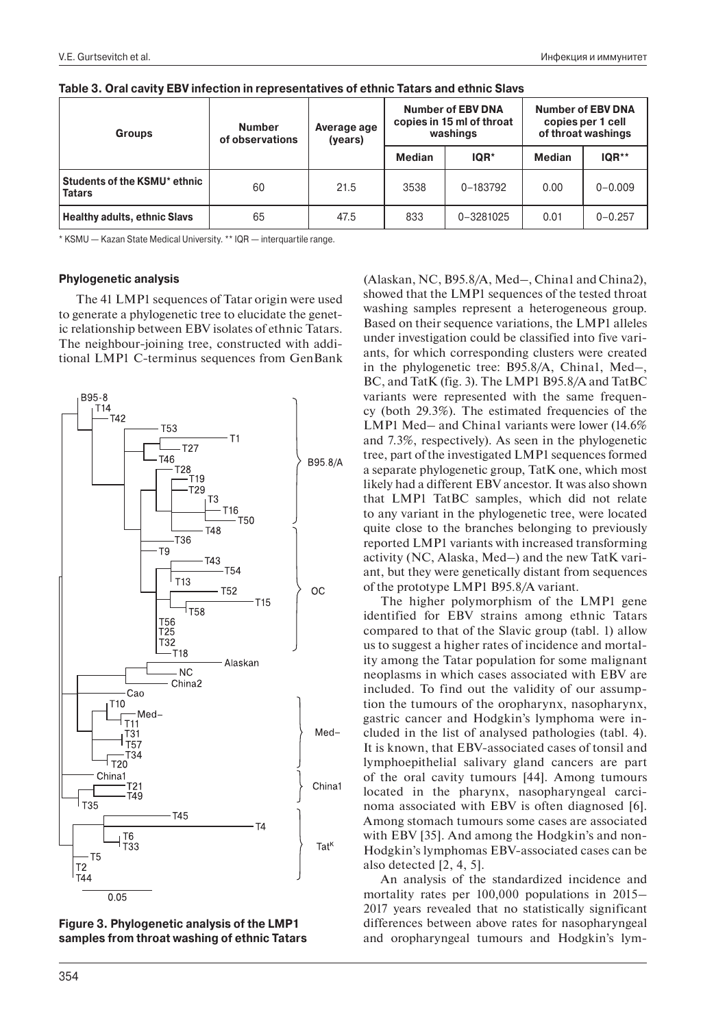**Table 3. Oral cavity EBV infection in representatives of ethnic Tatars and ethnic Slavs**

| Groups | Number of observations | Average age (years) | Number of EBV DNA copies in 15 ml of throat washings | | Number of EBV DNA copies per 1 cell of throat washings | |
|---|---|---|---|---|---|---|
| | | | Median | IQR* | Median | IQR** |
| **Students of the KSMU* ethnic Tatars** | 60 | 21.5 | 3538 | 0–183792 | 0.00 | 0–0.009 |
| **Healthy adults, ethnic Slavs** | 65 | 47.5 | 833 | 0–3281025 | 0.01 | 0–0.257 |

\* KSMU — Kazan State Medical University. ** IQR — interquartile range.

### Phylogenetic analysis

The 41 LMP1 sequences of Tatar origin were used to generate a phylogenetic tree to elucidate the genetic relationship between EBV isolates of ethnic Tatars. The neighbour-joining tree, constructed with additional LMP1 C-terminus sequences from GenBank (Alaskan, NC, B95.8/A, Med–, China1 and China2), showed that the LMP1 sequences of the tested throat washing samples represent a heterogeneous group. Based on their sequence variations, the LMP1 alleles under investigation could be classified into five variants, for which corresponding clusters were created in the phylogenetic tree: B95.8/A, China1, Med–, BC, and TatK (fig. 3). The LMP1 B95.8/A and TatBC variants were represented with the same frequency (both 29.3%). The estimated frequencies of the LMP1 Med– and China1 variants were lower (14.6% and 7.3%, respectively). As seen in the phylogenetic tree, part of the investigated LMP1 sequences formed a separate phylogenetic group, TatK one, which most likely had a different EBV ancestor. It was also shown that LMP1 TatBC samples, which did not relate to any variant in the phylogenetic tree, were located quite close to the branches belonging to previously reported LMP1 variants with increased transforming activity (NC, Alaska, Med–) and the new TatK variant, but they were genetically distant from sequences of the prototype LMP1 B95.8/A variant.

**Figure 3. Phylogenetic analysis of the LMP1 samples from throat washing of ethnic Tatars**

The higher polymorphism of the LMP1 gene identified for EBV strains among ethnic Tatars compared to that of the Slavic group (tabl. 1) allow us to suggest a higher rates of incidence and mortality among the Tatar population for some malignant neoplasms in which cases associated with EBV are included. To find out the validity of our assumption the tumours of the oropharynx, nasopharynx, gastric cancer and Hodgkin's lymphoma were included in the list of analysed pathologies (tabl. 4). It is known, that EBV-associated cases of tonsil and lymphoepithelial salivary gland cancers are part of the oral cavity tumours [44]. Among tumours located in the pharynx, nasopharyngeal carcinoma associated with EBV is often diagnosed [6]. Among stomach tumours some cases are associated with EBV [35]. And among the Hodgkin's and non-Hodgkin's lymphomas EBV-associated cases can be also detected [2, 4, 5].

An analysis of the standardized incidence and mortality rates per 100,000 populations in 2015–2017 years revealed that no statistically significant differences between above rates for nasopharyngeal and oropharyngeal tumours and Hodgkin's lym-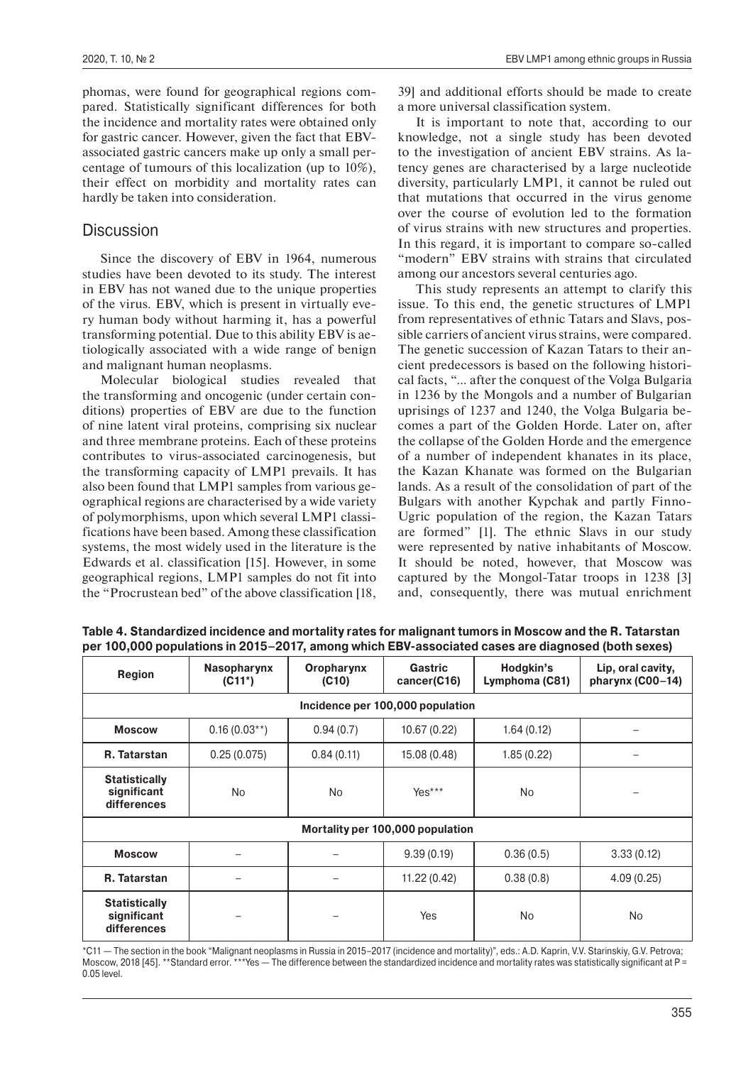phomas, were found for geographical regions compared. Statistically significant differences for both the incidence and mortality rates were obtained only for gastric cancer. However, given the fact that EBV-associated gastric cancers make up only a small percentage of tumours of this localization (up to 10%), their effect on morbidity and mortality rates can hardly be taken into consideration.

## Discussion

Since the discovery of EBV in 1964, numerous studies have been devoted to its study. The interest in EBV has not waned due to the unique properties of the virus. EBV, which is present in virtually every human body without harming it, has a powerful transforming potential. Due to this ability EBV is aetiologically associated with a wide range of benign and malignant human neoplasms.

Molecular biological studies revealed that the transforming and oncogenic (under certain conditions) properties of EBV are due to the function of nine latent viral proteins, comprising six nuclear and three membrane proteins. Each of these proteins contributes to virus-associated carcinogenesis, but the transforming capacity of LMP1 prevails. It has also been found that LMP1 samples from various geographical regions are characterised by a wide variety of polymorphisms, upon which several LMP1 classifications have been based. Among these classification systems, the most widely used in the literature is the Edwards et al. classification [15]. However, in some geographical regions, LMP1 samples do not fit into the "Procrustean bed" of the above classification [18, 39] and additional efforts should be made to create a more universal classification system.

It is important to note that, according to our knowledge, not a single study has been devoted to the investigation of ancient EBV strains. As latency genes are characterised by a large nucleotide diversity, particularly LMP1, it cannot be ruled out that mutations that occurred in the virus genome over the course of evolution led to the formation of virus strains with new structures and properties. In this regard, it is important to compare so-called "modern" EBV strains with strains that circulated among our ancestors several centuries ago.

This study represents an attempt to clarify this issue. To this end, the genetic structures of LMP1 from representatives of ethnic Tatars and Slavs, possible carriers of ancient virus strains, were compared. The genetic succession of Kazan Tatars to their ancient predecessors is based on the following historical facts, "... after the conquest of the Volga Bulgaria in 1236 by the Mongols and a number of Bulgarian uprisings of 1237 and 1240, the Volga Bulgaria becomes a part of the Golden Horde. Later on, after the collapse of the Golden Horde and the emergence of a number of independent khanates in its place, the Kazan Khanate was formed on the Bulgarian lands. As a result of the consolidation of part of the Bulgars with another Kypchak and partly Finno-Ugric population of the region, the Kazan Tatars are formed" [1]. The ethnic Slavs in our study were represented by native inhabitants of Moscow. It should be noted, however, that Moscow was captured by the Mongol-Tatar troops in 1238 [3] and, consequently, there was mutual enrichment

**Table 4. Standardized incidence and mortality rates for malignant tumors in Moscow and the R. Tatarstan per 100,000 populations in 2015–2017, among which EBV-associated cases are diagnosed (both sexes)**

| Region | Nasopharynx (C11*) | Oropharynx (C10) | Gastric cancer(C16) | Hodgkin's Lymphoma (C81) | Lip, oral cavity, pharynx (C00–14) |
|---|---|---|---|---|---|
| **Incidence per 100,000 population** | | | | | |
| **Moscow** | 0.16 (0.03**) | 0.94 (0.7) | 10.67 (0.22) | 1.64 (0.12) | – |
| **R. Tatarstan** | 0.25 (0.075) | 0.84 (0.11) | 15.08 (0.48) | 1.85 (0.22) | – |
| **Statistically significant differences** | No | No | Yes*** | No | – |
| **Mortality per 100,000 population** | | | | | |
| **Moscow** | – | – | 9.39 (0.19) | 0.36 (0.5) | 3.33 (0.12) |
| **R. Tatarstan** | – | – | 11.22 (0.42) | 0.38 (0.8) | 4.09 (0.25) |
| **Statistically significant differences** | – | – | Yes | No | No |

*C11 — The section in the book "Malignant neoplasms in Russia in 2015–2017 (incidence and mortality)", eds.: A.D. Kaprin, V.V. Starinskiy, G.V. Petrova; Moscow, 2018 [45]. **Standard error. ***Yes — The difference between the standardized incidence and mortality rates was statistically significant at P = 0.05 level.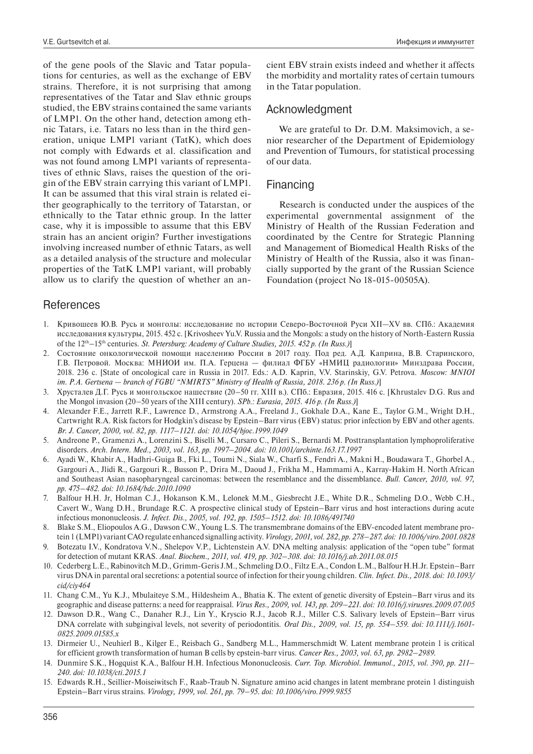of the gene pools of the Slavic and Tatar populations for centuries, as well as the exchange of EBV strains. Therefore, it is not surprising that among representatives of the Tatar and Slav ethnic groups studied, the EBV strains contained the same variants of LMP1. On the other hand, detection among ethnic Tatars, i.e. Tatars no less than in the third generation, unique LMP1 variant (TatK), which does not comply with Edwards et al. classification and was not found among LMP1 variants of representatives of ethnic Slavs, raises the question of the origin of the EBV strain carrying this variant of LMP1. It can be assumed that this viral strain is related either geographically to the territory of Tatarstan, or ethnically to the Tatar ethnic group. In the latter case, why it is impossible to assume that this EBV strain has an ancient origin? Further investigations involving increased number of ethnic Tatars, as well as a detailed analysis of the structure and molecular properties of the TatK LMP1 variant, will probably allow us to clarify the question of whether an ancient EBV strain exists indeed and whether it affects the morbidity and mortality rates of certain tumours in the Tatar population.

## Acknowledgment

We are grateful to Dr. D.M. Maksimovich, a senior researcher of the Department of Epidemiology and Prevention of Tumours, for statistical processing of our data.

## Financing

Research is conducted under the auspices of the experimental governmental assignment of the Ministry of Health of the Russian Federation and coordinated by the Centre for Strategic Planning and Management of Biomedical Health Risks of the Ministry of Health of the Russia, also it was financially supported by the grant of the Russian Science Foundation (project No 18-015-00505A).

## References

1. Кривошеев Ю.В. Русь и монголы: исследование по истории Северо-Восточной Руси XII–XV вв. СПб.: Академия исследования культуры, 2015. 452 с. [Krivosheev Yu.V. Russia and the Mongols: a study on the history of North-Eastern Russia of the 12th–15th centuries. *St. Petersburg: Academy of Culture Studies, 2015. 452 p. (In Russ.)*]
2. Состояние онкологической помощи населению России в 2017 году. Под ред. А.Д. Каприна, В.В. Старинского, Г.В. Петровой. Москва: МНИОИ им. П.А. Герцена — филиал ФГБУ «НМИЦ радиологии» Минздрава России, 2018. 236 с. [State of oncological care in Russia in 2017. Eds.: A.D. Kaprin, V.V. Starinskiy, G.V. Petrova. *Moscow: MNIOI im. P.A. Gertsena — branch of FGBU "NMIRTS" Ministry of Health of Russia, 2018. 236 p. (In Russ.)*]
3. Хрусталев Д.Г. Русь и монгольское нашествие (20–50 гг. XIII в.). СПб.: Евразия, 2015. 416 с. [Khrustalev D.G. Rus and the Mongol invasion (20–50 years of the XIII century). *SPb.: Eurasia, 2015. 416 p. (In Russ.)*]
4. Alexander F.E., Jarrett R.F., Lawrence D., Armstrong A.A., Freeland J., Gokhale D.A., Kane E., Taylor G.M., Wright D.H., Cartwright R.A. Risk factors for Hodgkin's disease by Epstein–Barr virus (EBV) status: prior infection by EBV and other agents. *Br. J. Cancer, 2000, vol. 82, pp. 1117–1121. doi: 10.1054/bjoc.1999.1049*
5. Andreone P., Gramenzi A., Lorenzini S., Biselli M., Cursaro C., Pileri S., Bernardi M. Posttransplantation lymphoproliferative disorders. *Arch. Intern. Med., 2003, vol. 163, pp. 1997–2004. doi: 10.1001/archinte.163.17.1997*
6. Ayadi W., Khabir A., Hadhri-Guiga B., Fki L., Toumi N., Siala W., Charfi S., Fendri A., Makni H., Boudawara T., Ghorbel A., Gargouri A., Jlidi R., Gargouri R., Busson P., Drira M., Daoud J., Frikha M., Hammami A., Karray-Hakim H. North African and Southeast Asian nasopharyngeal carcinomas: between the resemblance and the dissemblance. *Bull. Cancer, 2010, vol. 97, pp. 475–482. doi: 10.1684/bdc.2010.1090*
7. Balfour H.H. Jr, Holman C.J., Hokanson K.M., Lelonek M.M., Giesbrecht J.E., White D.R., Schmeling D.O., Webb C.H., Cavert W., Wang D.H., Brundage R.C. A prospective clinical study of Epstein–Barr virus and host interactions during acute infectious mononucleosis. *J. Infect. Dis., 2005, vol. 192, pp. 1505–1512. doi: 10.1086/491740*
8. Blake S.M., Eliopoulos A.G., Dawson C.W., Young L.S. The transmembrane domains of the EBV-encoded latent membrane protein 1 (LMP1) variant CAO regulate enhanced signalling activity. *Virology, 2001, vol. 282, pp. 278–287. doi: 10.1006/viro.2001.0828*
9. Botezatu I.V., Kondratova V.N., Shelepov V.P., Lichtenstein A.V. DNA melting analysis: application of the "open tube" format for detection of mutant KRAS. *Anal. Biochem., 2011, vol. 419, pp. 302–308. doi: 10.1016/j.ab.2011.08.015*
10. Cederberg L.E., Rabinovitch M.D., Grimm-Geris J.M., Schmeling D.O., Filtz E.A., Condon L.M., Balfour H.H.Jr. Epstein–Barr virus DNA in parental oral secretions: a potential source of infection for their young children. *Clin. Infect. Dis., 2018. doi: 10.1093/cid/ciy464*
11. Chang C.M., Yu K.J., Mbulaiteye S.M., Hildesheim A., Bhatia K. The extent of genetic diversity of Epstein–Barr virus and its geographic and disease patterns: a need for reappraisal. *Virus Res., 2009, vol. 143, pp. 209–221. doi: 10.1016/j.virusres.2009.07.005*
12. Dawson D.R., Wang C., Danaher R.J., Lin Y., Kryscio R.J., Jacob R.J., Miller C.S. Salivary levels of Epstein–Barr virus DNA correlate with subgingival levels, not severity of periodontitis. *Oral Dis., 2009, vol. 15, pp. 554–559. doi: 10.1111/j.1601-0825.2009.01585.x*
13. Dirmeier U., Neuhierl B., Kilger E., Reisbach G., Sandberg M.L., Hammerschmidt W. Latent membrane protein 1 is critical for efficient growth transformation of human B cells by epstein-barr virus. *Cancer Res., 2003, vol. 63, pp. 2982–2989.*
14. Dunmire S.K., Hogquist K.A., Balfour H.H. Infectious Mononucleosis. *Curr. Top. Microbiol. Immunol., 2015, vol. 390, pp. 211–240. doi: 10.1038/cti.2015.1*
15. Edwards R.H., Seillier-Moiseiwitsch F., Raab-Traub N. Signature amino acid changes in latent membrane protein 1 distinguish Epstein–Barr virus strains. *Virology, 1999, vol. 261, pp. 79–95. doi: 10.1006/viro.1999.9855*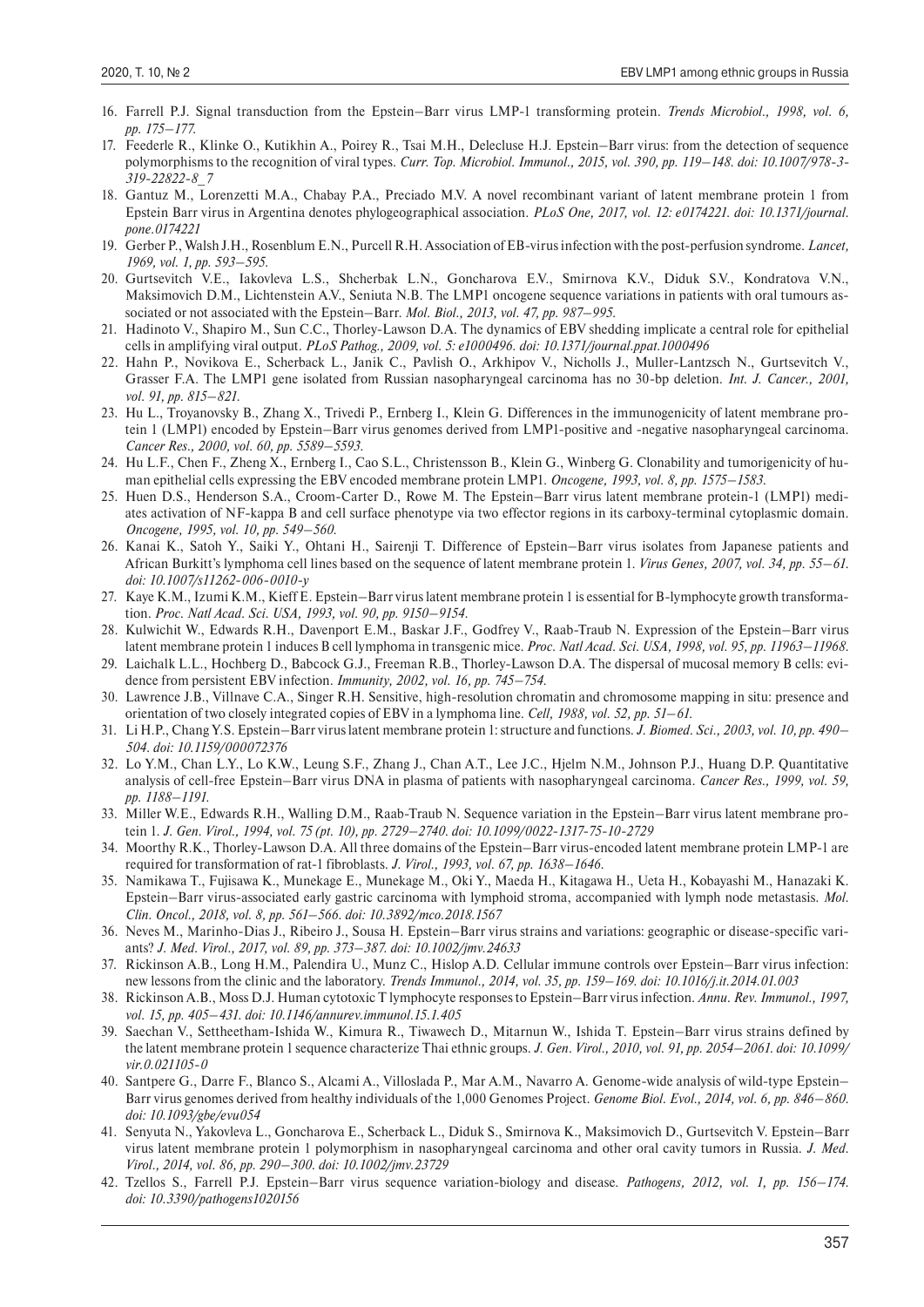16. Farrell P.J. Signal transduction from the Epstein–Barr virus LMP-1 transforming protein. *Trends Microbiol., 1998, vol. 6, pp. 175–177.*
17. Feederle R., Klinke O., Kutikhin A., Poirey R., Tsai M.H., Delecluse H.J. Epstein–Barr virus: from the detection of sequence polymorphisms to the recognition of viral types. *Curr. Top. Microbiol. Immunol., 2015, vol. 390, pp. 119–148. doi: 10.1007/978-3-319-22822-8_7*
18. Gantuz M., Lorenzetti M.A., Chabay P.A., Preciado M.V. A novel recombinant variant of latent membrane protein 1 from Epstein Barr virus in Argentina denotes phylogeographical association. *PLoS One, 2017, vol. 12: e0174221. doi: 10.1371/journal.pone.0174221*
19. Gerber P., Walsh J.H., Rosenblum E.N., Purcell R.H. Association of EB-virus infection with the post-perfusion syndrome. *Lancet, 1969, vol. 1, pp. 593–595.*
20. Gurtsevitch V.E., Iakovleva L.S., Shcherbak L.N., Goncharova E.V., Smirnova K.V., Diduk S.V., Kondratova V.N., Maksimovich D.M., Lichtenstein A.V., Seniuta N.B. The LMP1 oncogene sequence variations in patients with oral tumours associated or not associated with the Epstein–Barr. *Mol. Biol., 2013, vol. 47, pp. 987–995.*
21. Hadinoto V., Shapiro M., Sun C.C., Thorley-Lawson D.A. The dynamics of EBV shedding implicate a central role for epithelial cells in amplifying viral output. *PLoS Pathog., 2009, vol. 5: e1000496. doi: 10.1371/journal.ppat.1000496*
22. Hahn P., Novikova E., Scherback L., Janik C., Pavlish O., Arkhipov V., Nicholls J., Muller-Lantzsch N., Gurtsevitch V., Grasser F.A. The LMP1 gene isolated from Russian nasopharyngeal carcinoma has no 30-bp deletion. *Int. J. Cancer., 2001, vol. 91, pp. 815–821.*
23. Hu L., Troyanovsky B., Zhang X., Trivedi P., Ernberg I., Klein G. Differences in the immunogenicity of latent membrane protein 1 (LMP1) encoded by Epstein–Barr virus genomes derived from LMP1-positive and -negative nasopharyngeal carcinoma. *Cancer Res., 2000, vol. 60, pp. 5589–5593.*
24. Hu L.F., Chen F., Zheng X., Ernberg I., Cao S.L., Christensson B., Klein G., Winberg G. Clonability and tumorigenicity of human epithelial cells expressing the EBV encoded membrane protein LMP1. *Oncogene, 1993, vol. 8, pp. 1575–1583.*
25. Huen D.S., Henderson S.A., Croom-Carter D., Rowe M. The Epstein–Barr virus latent membrane protein-1 (LMP1) mediates activation of NF-kappa B and cell surface phenotype via two effector regions in its carboxy-terminal cytoplasmic domain. *Oncogene, 1995, vol. 10, pp. 549–560.*
26. Kanai K., Satoh Y., Saiki Y., Ohtani H., Sairenji T. Difference of Epstein–Barr virus isolates from Japanese patients and African Burkitt's lymphoma cell lines based on the sequence of latent membrane protein 1. *Virus Genes, 2007, vol. 34, pp. 55–61. doi: 10.1007/s11262-006-0010-y*
27. Kaye K.M., Izumi K.M., Kieff E. Epstein–Barr virus latent membrane protein 1 is essential for B-lymphocyte growth transformation. *Proc. Natl Acad. Sci. USA, 1993, vol. 90, pp. 9150–9154.*
28. Kulwichit W., Edwards R.H., Davenport E.M., Baskar J.F., Godfrey V., Raab-Traub N. Expression of the Epstein–Barr virus latent membrane protein 1 induces B cell lymphoma in transgenic mice. *Proc. Natl Acad. Sci. USA, 1998, vol. 95, pp. 11963–11968.*
29. Laichalk L.L., Hochberg D., Babcock G.J., Freeman R.B., Thorley-Lawson D.A. The dispersal of mucosal memory B cells: evidence from persistent EBV infection. *Immunity, 2002, vol. 16, pp. 745–754.*
30. Lawrence J.B., Villnave C.A., Singer R.H. Sensitive, high-resolution chromatin and chromosome mapping in situ: presence and orientation of two closely integrated copies of EBV in a lymphoma line. *Cell, 1988, vol. 52, pp. 51–61.*
31. Li H.P., Chang Y.S. Epstein–Barr virus latent membrane protein 1: structure and functions. *J. Biomed. Sci., 2003, vol. 10, pp. 490–504. doi: 10.1159/000072376*
32. Lo Y.M., Chan L.Y., Lo K.W., Leung S.F., Zhang J., Chan A.T., Lee J.C., Hjelm N.M., Johnson P.J., Huang D.P. Quantitative analysis of cell-free Epstein–Barr virus DNA in plasma of patients with nasopharyngeal carcinoma. *Cancer Res., 1999, vol. 59, pp. 1188–1191.*
33. Miller W.E., Edwards R.H., Walling D.M., Raab-Traub N. Sequence variation in the Epstein–Barr virus latent membrane protein 1. *J. Gen. Virol., 1994, vol. 75 (pt. 10), pp. 2729–2740. doi: 10.1099/0022-1317-75-10-2729*
34. Moorthy R.K., Thorley-Lawson D.A. All three domains of the Epstein–Barr virus-encoded latent membrane protein LMP-1 are required for transformation of rat-1 fibroblasts. *J. Virol., 1993, vol. 67, pp. 1638–1646.*
35. Namikawa T., Fujisawa K., Munekage E., Munekage M., Oki Y., Maeda H., Kitagawa H., Ueta H., Kobayashi M., Hanazaki K. Epstein–Barr virus-associated early gastric carcinoma with lymphoid stroma, accompanied with lymph node metastasis. *Mol. Clin. Oncol., 2018, vol. 8, pp. 561–566. doi: 10.3892/mco.2018.1567*
36. Neves M., Marinho-Dias J., Ribeiro J., Sousa H. Epstein–Barr virus strains and variations: geographic or disease-specific variants? *J. Med. Virol., 2017, vol. 89, pp. 373–387. doi: 10.1002/jmv.24633*
37. Rickinson A.B., Long H.M., Palendira U., Munz C., Hislop A.D. Cellular immune controls over Epstein–Barr virus infection: new lessons from the clinic and the laboratory. *Trends Immunol., 2014, vol. 35, pp. 159–169. doi: 10.1016/j.it.2014.01.003*
38. Rickinson A.B., Moss D.J. Human cytotoxic T lymphocyte responses to Epstein–Barr virus infection. *Annu. Rev. Immunol., 1997, vol. 15, pp. 405–431. doi: 10.1146/annurev.immunol.15.1.405*
39. Saechan V., Settheetham-Ishida W., Kimura R., Tiwawech D., Mitarnun W., Ishida T. Epstein–Barr virus strains defined by the latent membrane protein 1 sequence characterize Thai ethnic groups. *J. Gen. Virol., 2010, vol. 91, pp. 2054–2061. doi: 10.1099/vir.0.021105-0*
40. Santpere G., Darre F., Blanco S., Alcami A., Villoslada P., Mar A.M., Navarro A. Genome-wide analysis of wild-type Epstein–Barr virus genomes derived from healthy individuals of the 1,000 Genomes Project. *Genome Biol. Evol., 2014, vol. 6, pp. 846–860. doi: 10.1093/gbe/evu054*
41. Senyuta N., Yakovleva L., Goncharova E., Scherback L., Diduk S., Smirnova K., Maksimovich D., Gurtsevitch V. Epstein–Barr virus latent membrane protein 1 polymorphism in nasopharyngeal carcinoma and other oral cavity tumors in Russia. *J. Med. Virol., 2014, vol. 86, pp. 290–300. doi: 10.1002/jmv.23729*
42. Tzellos S., Farrell P.J. Epstein–Barr virus sequence variation-biology and disease. *Pathogens, 2012, vol. 1, pp. 156–174. doi: 10.3390/pathogens1020156*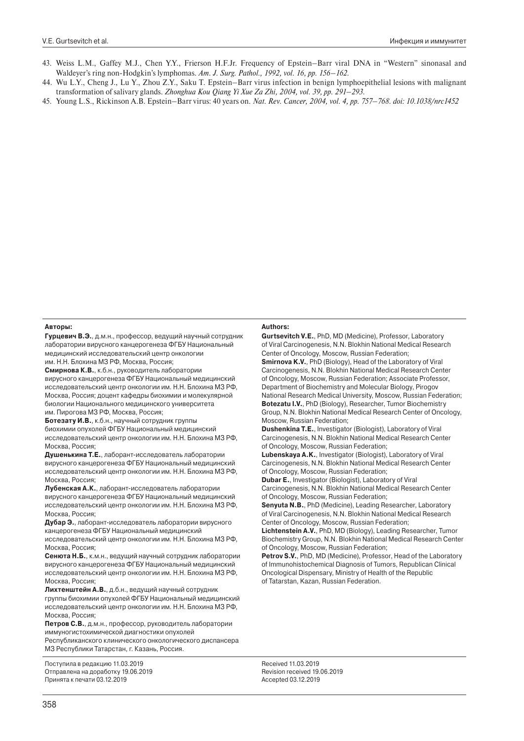43. Weiss L.M., Gaffey M.J., Chen Y.Y., Frierson H.F.Jr. Frequency of Epstein–Barr viral DNA in "Western" sinonasal and Waldeyer's ring non-Hodgkin's lymphomas. *Am. J. Surg. Pathol., 1992, vol. 16, pp. 156–162.*
44. Wu L.Y., Cheng J., Lu Y., Zhou Z.Y., Saku T. Epstein–Barr virus infection in benign lymphoepithelial lesions with malignant transformation of salivary glands. *Zhonghua Kou Qiang Yi Xue Za Zhi, 2004, vol. 39, pp. 291–293.*
45. Young L.S., Rickinson A.B. Epstein–Barr virus: 40 years on. *Nat. Rev. Cancer, 2004, vol. 4, pp. 757–768. doi: 10.1038/nrc1452*

**Авторы:**

**Гурцевич В.Э.**, д.м.н., профессор, ведущий научный сотрудник лаборатории вирусного канцерогенеза ФГБУ Национальный медицинский исследовательский центр онкологии им. Н.Н. Блохина МЗ РФ, Москва, Россия;

**Смирнова К.В.**, к.б.н., руководитель лаборатории вирусного канцерогенеза ФГБУ Национальный медицинский исследовательский центр онкологии им. Н.Н. Блохина МЗ РФ, Москва, Россия; доцент кафедры биохимии и молекулярной биологии Национального медицинского университета им. Пирогова МЗ РФ, Москва, Россия;

**Ботезату И.В.**, к.б.н., научный сотрудник группы биохимии опухолей ФГБУ Национальный медицинский исследовательский центр онкологии им. Н.Н. Блохина МЗ РФ, Москва, Россия;

**Душенькина Т.Е.**, лаборант-исследователь лаборатории вирусного канцерогенеза ФГБУ Национальный медицинский исследовательский центр онкологии им. Н.Н. Блохина МЗ РФ, Москва, Россия;

**Лубенская А.К.**, лаборант-исследователь лаборатории вирусного канцерогенеза ФГБУ Национальный медицинский исследовательский центр онкологии им. Н.Н. Блохина МЗ РФ, Москва, Россия;

**Дубар Э.**, лаборант-исследователь лаборатории вирусного канцерогенеза ФГБУ Национальный медицинский исследовательский центр онкологии им. Н.Н. Блохина МЗ РФ, Москва, Россия;

**Сенюта Н.Б.**, к.м.н., ведущий научный сотрудник лаборатории вирусного канцерогенеза ФГБУ Национальный медицинский исследовательский центр онкологии им. Н.Н. Блохина МЗ РФ, Москва, Россия;

**Лихтенштейн А.В.**, д.б.н., ведущий научный сотрудник группы биохимии опухолей ФГБУ Национальный медицинский исследовательский центр онкологии им. Н.Н. Блохина МЗ РФ, Москва, Россия;

**Петров С.В.**, д.м.н., профессор, руководитель лаборатории иммуногистохимической диагностики опухолей Республиканского клинического онкологического диспансера МЗ Республики Татарстан, г. Казань, Россия.

**Authors:**

**Gurtsevitch V.E.**, PhD, MD (Medicine), Professor, Laboratory of Viral Carcinogenesis, N.N. Blokhin National Medical Research Center of Oncology, Moscow, Russian Federation;

**Smirnova K.V.**, PhD (Biology), Head of the Laboratory of Viral Carcinogenesis, N.N. Blokhin National Medical Research Center of Oncology, Moscow, Russian Federation; Associate Professor, Department of Biochemistry and Molecular Biology, Pirogov National Research Medical University, Moscow, Russian Federation;

**Botezatu I.V.**, PhD (Biology), Researcher, Tumor Biochemistry Group, N.N. Blokhin National Medical Research Center of Oncology, Moscow, Russian Federation;

**Dushenkina T.E.**, Investigator (Biologist), Laboratory of Viral Carcinogenesis, N.N. Blokhin National Medical Research Center of Oncology, Moscow, Russian Federation;

**Lubenskaya A.K.**, Investigator (Biologist), Laboratory of Viral Carcinogenesis, N.N. Blokhin National Medical Research Center of Oncology, Moscow, Russian Federation;

**Dubar E.**, Investigator (Biologist), Laboratory of Viral Carcinogenesis, N.N. Blokhin National Medical Research Center of Oncology, Moscow, Russian Federation;

**Senyuta N.B.**, PhD (Medicine), Leading Researcher, Laboratory of Viral Carcinogenesis, N.N. Blokhin National Medical Research Center of Oncology, Moscow, Russian Federation;

**Lichtenstein A.V.**, PhD, MD (Biology), Leading Researcher, Tumor Biochemistry Group, N.N. Blokhin National Medical Research Center of Oncology, Moscow, Russian Federation;

**Petrov S.V.**, PhD, MD (Medicine), Professor, Head of the Laboratory of Immunohistochemical Diagnosis of Tumors, Republican Clinical Oncological Dispensary, Ministry of Health of the Republic of Tatarstan, Kazan, Russian Federation.

Поступила в редакцию 11.03.2019
Отправлена на доработку 19.06.2019
Принята к печати 03.12.2019

Received 11.03.2019
Revision received 19.06.2019
Accepted 03.12.2019